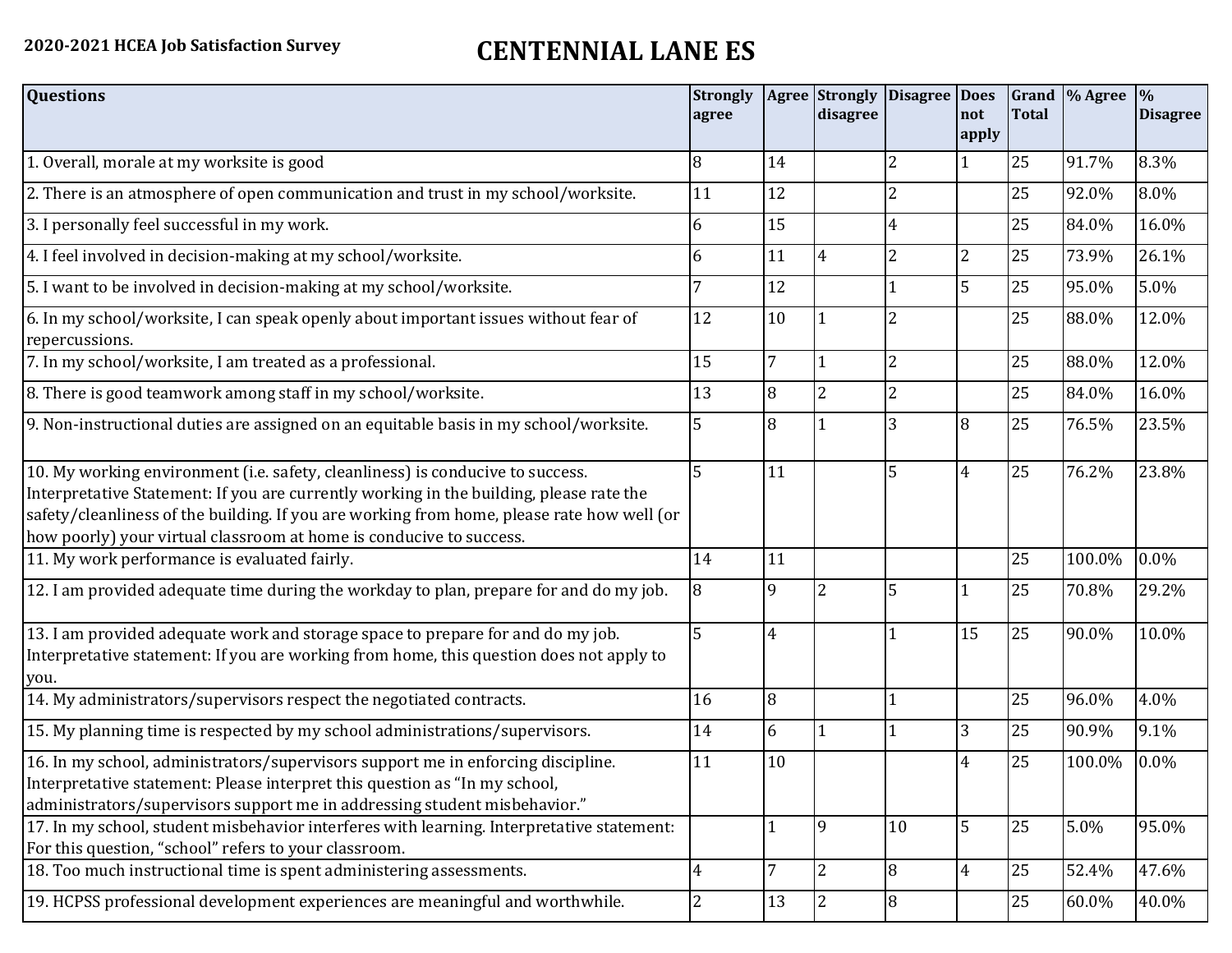**2020-2021 HCEA Job Satisfaction Survey**

# CENTENNIAL LANE ES

| Questions | Strongly agree | Agree | Strongly disagree | Disagree | Does not apply | Grand Total | % Agree | % Disagree |
|---|---|---|---|---|---|---|---|---|
| 1. Overall, morale at my worksite is good | 8 | 14 | | 2 | 1 | 25 | 91.7% | 8.3% |
| 2. There is an atmosphere of open communication and trust in my school/worksite. | 11 | 12 | | 2 | | 25 | 92.0% | 8.0% |
| 3. I personally feel successful in my work. | 6 | 15 | | 4 | | 25 | 84.0% | 16.0% |
| 4. I feel involved in decision-making at my school/worksite. | 6 | 11 | 4 | 2 | 2 | 25 | 73.9% | 26.1% |
| 5. I want to be involved in decision-making at my school/worksite. | 7 | 12 | | 1 | 5 | 25 | 95.0% | 5.0% |
| 6. In my school/worksite, I can speak openly about important issues without fear of repercussions. | 12 | 10 | 1 | 2 | | 25 | 88.0% | 12.0% |
| 7. In my school/worksite, I am treated as a professional. | 15 | 7 | 1 | 2 | | 25 | 88.0% | 12.0% |
| 8. There is good teamwork among staff in my school/worksite. | 13 | 8 | 2 | 2 | | 25 | 84.0% | 16.0% |
| 9. Non-instructional duties are assigned on an equitable basis in my school/worksite. | 5 | 8 | 1 | 3 | 8 | 25 | 76.5% | 23.5% |
| 10. My working environment (i.e. safety, cleanliness) is conducive to success. Interpretative Statement: If you are currently working in the building, please rate the safety/cleanliness of the building. If you are working from home, please rate how well (or how poorly) your virtual classroom at home is conducive to success. | 5 | 11 | | 5 | 4 | 25 | 76.2% | 23.8% |
| 11. My work performance is evaluated fairly. | 14 | 11 | | | | 25 | 100.0% | 0.0% |
| 12. I am provided adequate time during the workday to plan, prepare for and do my job. | 8 | 9 | 2 | 5 | 1 | 25 | 70.8% | 29.2% |
| 13. I am provided adequate work and storage space to prepare for and do my job. Interpretative statement: If you are working from home, this question does not apply to you. | 5 | 4 | | 1 | 15 | 25 | 90.0% | 10.0% |
| 14. My administrators/supervisors respect the negotiated contracts. | 16 | 8 | | 1 | | 25 | 96.0% | 4.0% |
| 15. My planning time is respected by my school administrations/supervisors. | 14 | 6 | 1 | 1 | 3 | 25 | 90.9% | 9.1% |
| 16. In my school, administrators/supervisors support me in enforcing discipline. Interpretative statement: Please interpret this question as "In my school, administrators/supervisors support me in addressing student misbehavior." | 11 | 10 | | | 4 | 25 | 100.0% | 0.0% |
| 17. In my school, student misbehavior interferes with learning. Interpretative statement: For this question, "school" refers to your classroom. | | 1 | 9 | 10 | 5 | 25 | 5.0% | 95.0% |
| 18. Too much instructional time is spent administering assessments. | 4 | 7 | 2 | 8 | 4 | 25 | 52.4% | 47.6% |
| 19. HCPSS professional development experiences are meaningful and worthwhile. | 2 | 13 | 2 | 8 | | 25 | 60.0% | 40.0% |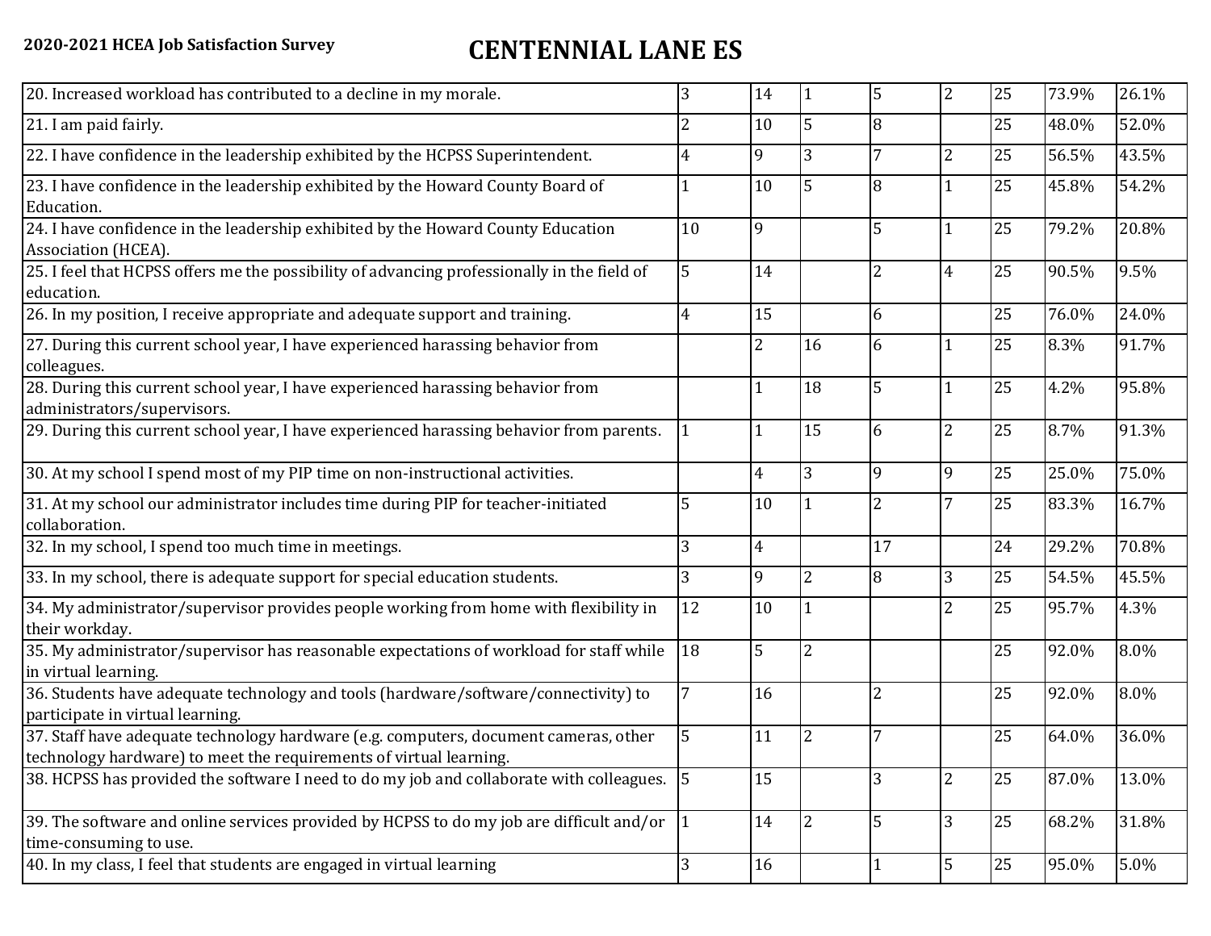**2020-2021 HCEA Job Satisfaction Survey**

# CENTENNIAL LANE ES

| | | | | | | | | |
|---|---|---|---|---|---|---|---|---|
| 20. Increased workload has contributed to a decline in my morale. | 3 | 14 | 1 | 5 | 2 | 25 | 73.9% | 26.1% |
| 21. I am paid fairly. | 2 | 10 | 5 | 8 | | 25 | 48.0% | 52.0% |
| 22. I have confidence in the leadership exhibited by the HCPSS Superintendent. | 4 | 9 | 3 | 7 | 2 | 25 | 56.5% | 43.5% |
| 23. I have confidence in the leadership exhibited by the Howard County Board of Education. | 1 | 10 | 5 | 8 | 1 | 25 | 45.8% | 54.2% |
| 24. I have confidence in the leadership exhibited by the Howard County Education Association (HCEA). | 10 | 9 | | 5 | 1 | 25 | 79.2% | 20.8% |
| 25. I feel that HCPSS offers me the possibility of advancing professionally in the field of education. | 5 | 14 | | 2 | 4 | 25 | 90.5% | 9.5% |
| 26. In my position, I receive appropriate and adequate support and training. | 4 | 15 | | 6 | | 25 | 76.0% | 24.0% |
| 27. During this current school year, I have experienced harassing behavior from colleagues. | | 2 | 16 | 6 | 1 | 25 | 8.3% | 91.7% |
| 28. During this current school year, I have experienced harassing behavior from administrators/supervisors. | | 1 | 18 | 5 | 1 | 25 | 4.2% | 95.8% |
| 29. During this current school year, I have experienced harassing behavior from parents. | 1 | 1 | 15 | 6 | 2 | 25 | 8.7% | 91.3% |
| 30. At my school I spend most of my PIP time on non-instructional activities. | | 4 | 3 | 9 | 9 | 25 | 25.0% | 75.0% |
| 31. At my school our administrator includes time during PIP for teacher-initiated collaboration. | 5 | 10 | 1 | 2 | 7 | 25 | 83.3% | 16.7% |
| 32. In my school, I spend too much time in meetings. | 3 | 4 | | 17 | | 24 | 29.2% | 70.8% |
| 33. In my school, there is adequate support for special education students. | 3 | 9 | 2 | 8 | 3 | 25 | 54.5% | 45.5% |
| 34. My administrator/supervisor provides people working from home with flexibility in their workday. | 12 | 10 | 1 | | 2 | 25 | 95.7% | 4.3% |
| 35. My administrator/supervisor has reasonable expectations of workload for staff while in virtual learning. | 18 | 5 | 2 | | | 25 | 92.0% | 8.0% |
| 36. Students have adequate technology and tools (hardware/software/connectivity) to participate in virtual learning. | 7 | 16 | | 2 | | 25 | 92.0% | 8.0% |
| 37. Staff have adequate technology hardware (e.g. computers, document cameras, other technology hardware) to meet the requirements of virtual learning. | 5 | 11 | 2 | 7 | | 25 | 64.0% | 36.0% |
| 38. HCPSS has provided the software I need to do my job and collaborate with colleagues. | 5 | 15 | | 3 | 2 | 25 | 87.0% | 13.0% |
| 39. The software and online services provided by HCPSS to do my job are difficult and/or time-consuming to use. | 1 | 14 | 2 | 5 | 3 | 25 | 68.2% | 31.8% |
| 40. In my class, I feel that students are engaged in virtual learning | 3 | 16 | | 1 | 5 | 25 | 95.0% | 5.0% |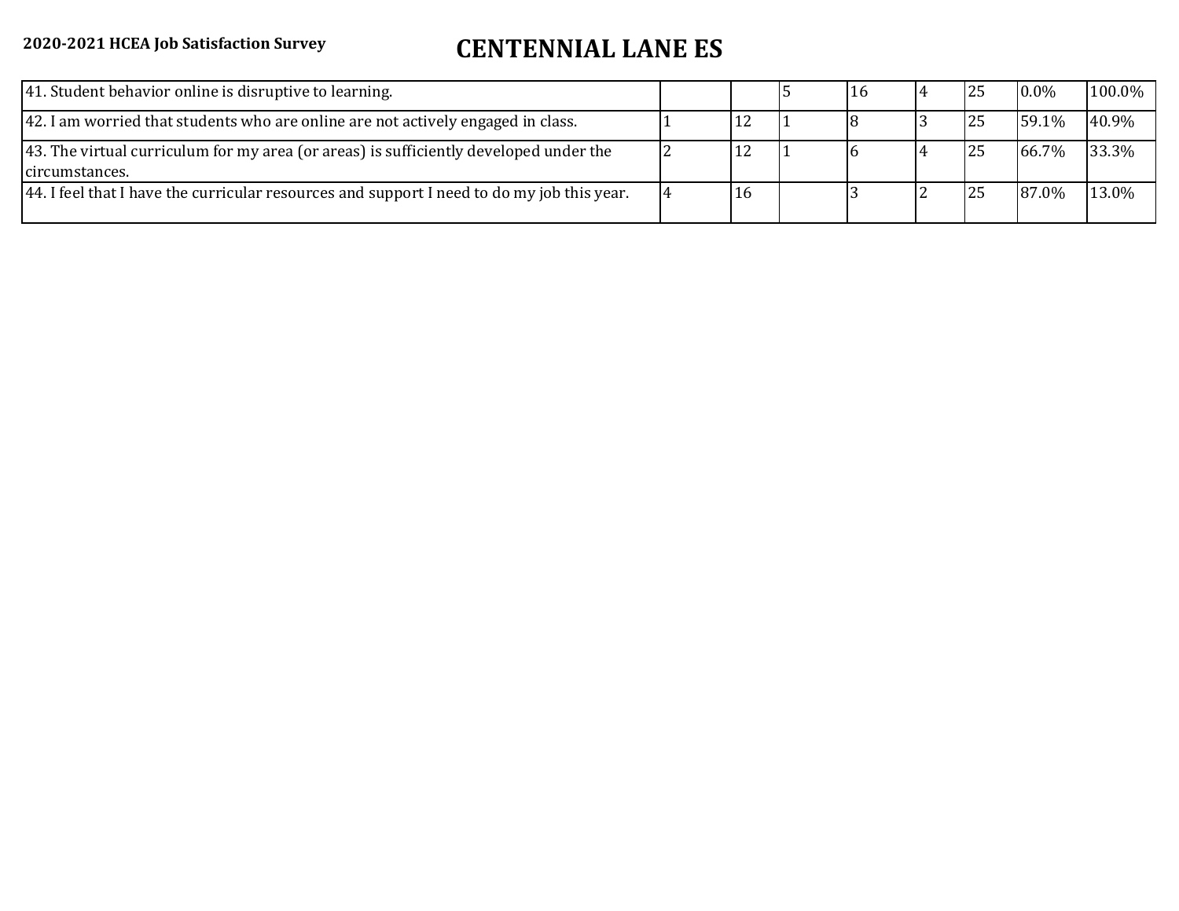**2020-2021 HCEA Job Satisfaction Survey**

# CENTENNIAL LANE ES

| | | | | | | | | |
|---|---|---|---|---|---|---|---|---|
| 41. Student behavior online is disruptive to learning. | | | 5 | 16 | 4 | 25 | 0.0% | 100.0% |
| 42. I am worried that students who are online are not actively engaged in class. | 1 | 12 | 1 | 8 | 3 | 25 | 59.1% | 40.9% |
| 43. The virtual curriculum for my area (or areas) is sufficiently developed under the circumstances. | 2 | 12 | 1 | 6 | 4 | 25 | 66.7% | 33.3% |
| 44. I feel that I have the curricular resources and support I need to do my job this year. | 4 | 16 | | 3 | 2 | 25 | 87.0% | 13.0% |